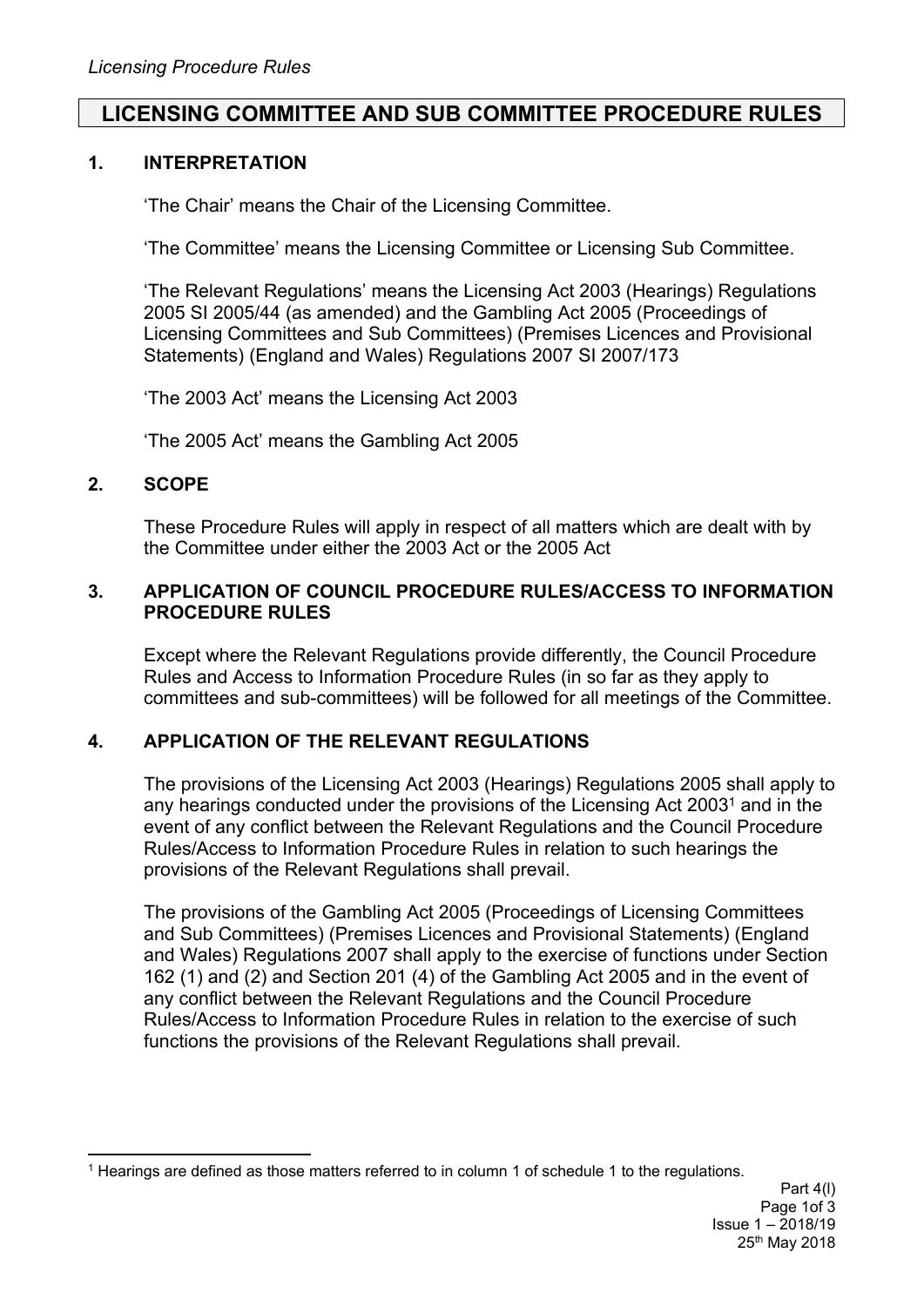# LICENSING COMMITTEE AND SUB COMMITTEE PROCEDURE RULES

## 1. INTERPRETATION

'The Chair' means the Chair of the Licensing Committee.

'The Committee' means the Licensing Committee or Licensing Sub Committee.

'The Relevant Regulations' means the Licensing Act 2003 (Hearings) Regulations 2005 SI 2005/44 (as amended) and the Gambling Act 2005 (Proceedings of Licensing Committees and Sub Committees) (Premises Licences and Provisional Statements) (England and Wales) Regulations 2007 SI 2007/173

'The 2003 Act' means the Licensing Act 2003

'The 2005 Act' means the Gambling Act 2005

## 2. SCOPE

These Procedure Rules will apply in respect of all matters which are dealt with by the Committee under either the 2003 Act or the 2005 Act

## 3. APPLICATION OF COUNCIL PROCEDURE RULES/ACCESS TO INFORMATION PROCEDURE RULES

Except where the Relevant Regulations provide differently, the Council Procedure Rules and Access to Information Procedure Rules (in so far as they apply to committees and sub-committees) will be followed for all meetings of the Committee.

## 4. APPLICATION OF THE RELEVANT REGULATIONS

The provisions of the Licensing Act 2003 (Hearings) Regulations 2005 shall apply to any hearings conducted under the provisions of the Licensing Act 2003[1] and in the event of any conflict between the Relevant Regulations and the Council Procedure Rules/Access to Information Procedure Rules in relation to such hearings the provisions of the Relevant Regulations shall prevail.

The provisions of the Gambling Act 2005 (Proceedings of Licensing Committees and Sub Committees) (Premises Licences and Provisional Statements) (England and Wales) Regulations 2007 shall apply to the exercise of functions under Section 162 (1) and (2) and Section 201 (4) of the Gambling Act 2005 and in the event of any conflict between the Relevant Regulations and the Council Procedure Rules/Access to Information Procedure Rules in relation to the exercise of such functions the provisions of the Relevant Regulations shall prevail.

[1] Hearings are defined as those matters referred to in column 1 of schedule 1 to the regulations.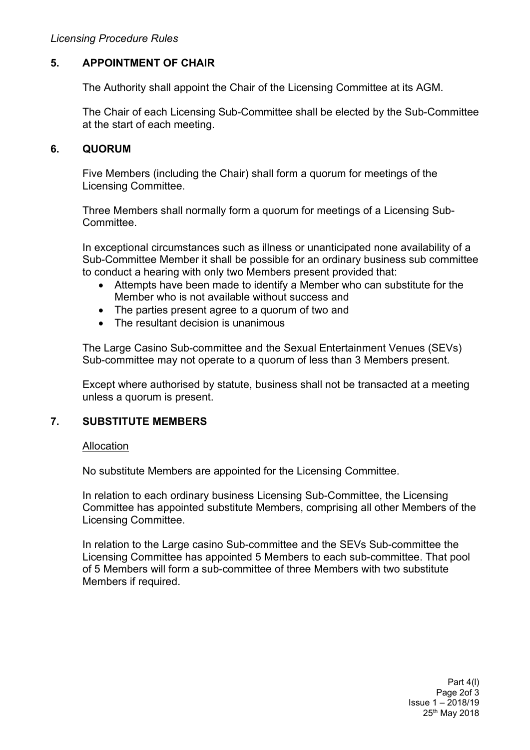## 5. APPOINTMENT OF CHAIR

The Authority shall appoint the Chair of the Licensing Committee at its AGM.

The Chair of each Licensing Sub-Committee shall be elected by the Sub-Committee at the start of each meeting.

## 6. QUORUM

Five Members (including the Chair) shall form a quorum for meetings of the Licensing Committee.

Three Members shall normally form a quorum for meetings of a Licensing Sub-Committee.

In exceptional circumstances such as illness or unanticipated none availability of a Sub-Committee Member it shall be possible for an ordinary business sub committee to conduct a hearing with only two Members present provided that:

- Attempts have been made to identify a Member who can substitute for the Member who is not available without success and
- The parties present agree to a quorum of two and
- The resultant decision is unanimous

The Large Casino Sub-committee and the Sexual Entertainment Venues (SEVs) Sub-committee may not operate to a quorum of less than 3 Members present.

Except where authorised by statute, business shall not be transacted at a meeting unless a quorum is present.

## 7. SUBSTITUTE MEMBERS

Allocation

No substitute Members are appointed for the Licensing Committee.

In relation to each ordinary business Licensing Sub-Committee, the Licensing Committee has appointed substitute Members, comprising all other Members of the Licensing Committee.

In relation to the Large casino Sub-committee and the SEVs Sub-committee the Licensing Committee has appointed 5 Members to each sub-committee. That pool of 5 Members will form a sub-committee of three Members with two substitute Members if required.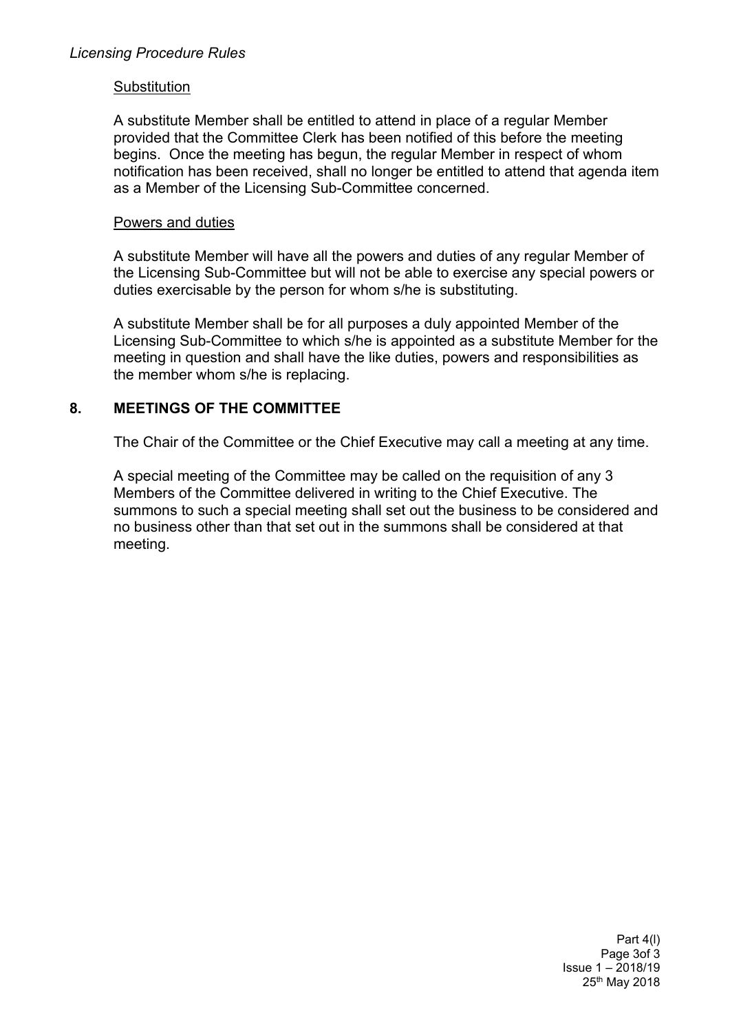Substitution

A substitute Member shall be entitled to attend in place of a regular Member provided that the Committee Clerk has been notified of this before the meeting begins. Once the meeting has begun, the regular Member in respect of whom notification has been received, shall no longer be entitled to attend that agenda item as a Member of the Licensing Sub-Committee concerned.

Powers and duties

A substitute Member will have all the powers and duties of any regular Member of the Licensing Sub-Committee but will not be able to exercise any special powers or duties exercisable by the person for whom s/he is substituting.

A substitute Member shall be for all purposes a duly appointed Member of the Licensing Sub-Committee to which s/he is appointed as a substitute Member for the meeting in question and shall have the like duties, powers and responsibilities as the member whom s/he is replacing.

## 8. MEETINGS OF THE COMMITTEE

The Chair of the Committee or the Chief Executive may call a meeting at any time.

A special meeting of the Committee may be called on the requisition of any 3 Members of the Committee delivered in writing to the Chief Executive. The summons to such a special meeting shall set out the business to be considered and no business other than that set out in the summons shall be considered at that meeting.